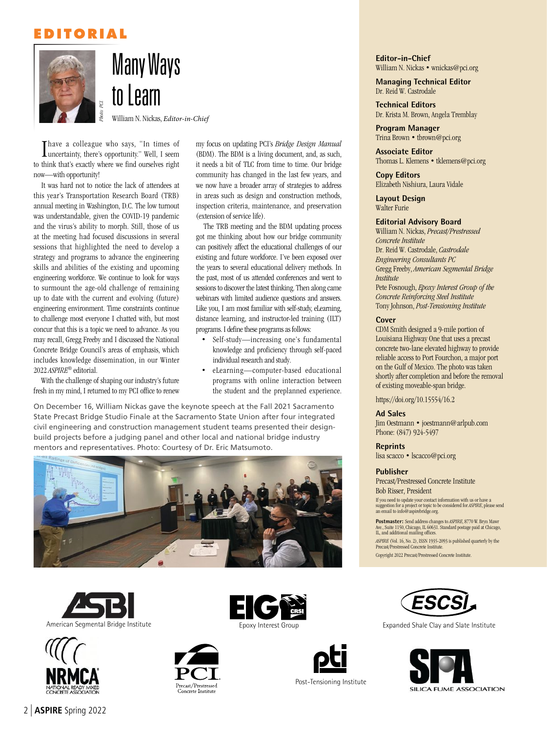# EDITORIAL

## Many Ways to Learn

Photo: PCI.

William N. Nickas, *Editor-in-Chief*

I have a colleague who says, "In times of uncertainty, there's opportunity." Well, I seem to think that's exactly where we find ourselves right now—with opportunity!

It was hard not to notice the lack of attendees at this year's Transportation Research Board (TRB) annual meeting in Washington, D.C. The low turnout was understandable, given the COVID-19 pandemic and the virus's ability to morph. Still, those of us at the meeting had focused discussions in several sessions that highlighted the need to develop a strategy and programs to advance the engineering skills and abilities of the existing and upcoming engineering workforce. We continue to look for ways to surmount the age-old challenge of remaining up to date with the current and evolving (future) engineering environment. Time constraints continue to challenge most everyone I chatted with, but most concur that this is a topic we need to advance. As you may recall, Gregg Freeby and I discussed the National Concrete Bridge Council's areas of emphasis, which includes knowledge dissemination, in our Winter 2022 *ASPIRE*® editorial.

With the challenge of shaping our industry's future fresh in my mind, I returned to my PCI office to renew my focus on updating PCI's *Bridge Design Manual* (BDM). The BDM is a living document, and, as such, it needs a bit of TLC from time to time. Our bridge community has changed in the last few years, and we now have a broader array of strategies to address in areas such as design and construction methods, inspection criteria, maintenance, and preservation (extension of service life).

The TRB meeting and the BDM updating process got me thinking about how our bridge community can positively affect the educational challenges of our existing and future workforce. I've been exposed over the years to several educational delivery methods. In the past, most of us attended conferences and went to sessions to discover the latest thinking. Then along came webinars with limited audience questions and answers. Like you, I am most familiar with self-study, eLearning, distance learning, and instructor-led training (ILT) programs. I define these programs as follows:

- Self-study—increasing one's fundamental knowledge and proficiency through self-paced individual research and study.
- eLearning—computer-based educational programs with online interaction between the student and the preplanned experience.

On December 16, William Nickas gave the keynote speech at the Fall 2021 Sacramento State Precast Bridge Studio Finale at the Sacramento State Union after four integrated civil engineering and construction management student teams presented their design-build projects before a judging panel and other local and national bridge industry mentors and representatives. Photo: Courtesy of Dr. Eric Matsumoto.

**Editor-in-Chief**
William N. Nickas • wnickas@pci.org

**Managing Technical Editor**
Dr. Reid W. Castrodale

**Technical Editors**
Dr. Krista M. Brown, Angela Tremblay

**Program Manager**
Trina Brown • tbrown@pci.org

**Associate Editor**
Thomas L. Klemens • tklemens@pci.org

**Copy Editors**
Elizabeth Nishiura, Laura Vidale

**Layout Design**
Walter Furie

**Editorial Advisory Board**
William N. Nickas, *Precast/Prestressed Concrete Institute*
Dr. Reid W. Castrodale, *Castrodale Engineering Consultants PC*
Gregg Freeby, *American Segmental Bridge Institute*
Pete Fosnough, *Epoxy Interest Group of the Concrete Reinforcing Steel Institute*
Tony Johnson, *Post-Tensioning Institute*

**Cover**
CDM Smith designed a 9-mile portion of Louisiana Highway One that uses a precast concrete two-lane elevated highway to provide reliable access to Port Fourchon, a major port on the Gulf of Mexico. The photo was taken shortly after completion and before the removal of existing moveable-span bridge.

https://doi.org/10.15554/16.2

**Ad Sales**
Jim Oestmann • joestmann@arlpub.com
Phone: (847) 924-5497

**Reprints**
lisa scacco • lscacco@pci.org

**Publisher**
Precast/Prestressed Concrete Institute
Bob Risser, President

If you need to update your contact information with us or have a suggestion for a project or topic to be considered for *ASPIRE*, please send an email to info@aspirebridge.org.

**Postmaster:** Send address changes to *ASPIRE*, 8770 W. Bryn Mawr Ave., Suite 1150, Chicago, IL 60631. Standard postage paid at Chicago, IL, and additional mailing offices.

*ASPIRE* (Vol. 16, No. 2), ISSN 1935-2093 is published quarterly by the Precast/Prestressed Concrete Institute.

Copyright 2022 Precast/Prestressed Concrete Institute.

American Segmental Bridge Institute

Epoxy Interest Group

Expanded Shale Clay and Slate Institute

NRMCA National Ready Mixed Concrete Association

PCI Precast/Prestressed Concrete Institute

Post-Tensioning Institute

SFA Silica Fume Association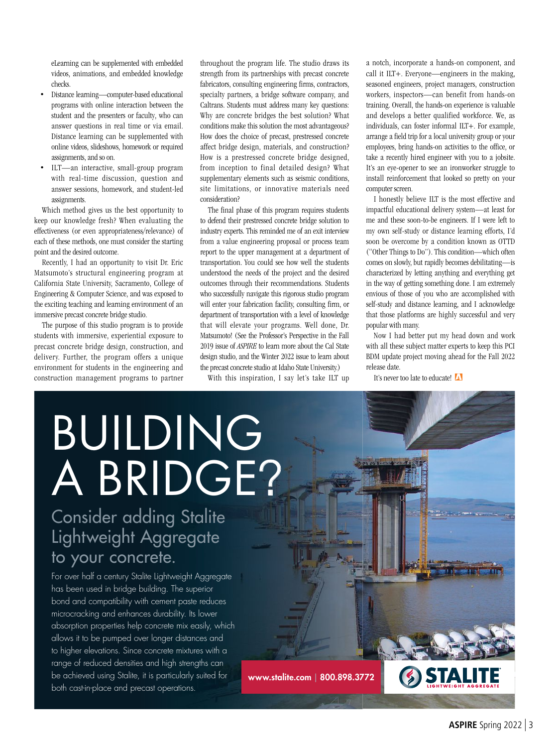eLearning can be supplemented with embedded videos, animations, and embedded knowledge checks.

- Distance learning—computer-based educational programs with online interaction between the student and the presenters or faculty, who can answer questions in real time or via email. Distance learning can be supplemented with online videos, slideshows, homework or required assignments, and so on.
- ILT—an interactive, small-group program with real-time discussion, question and answer sessions, homework, and student-led assignments.

Which method gives us the best opportunity to keep our knowledge fresh? When evaluating the effectiveness (or even appropriateness/relevance) of each of these methods, one must consider the starting point and the desired outcome.

Recently, I had an opportunity to visit Dr. Eric Matsumoto's structural engineering program at California State University, Sacramento, College of Engineering & Computer Science, and was exposed to the exciting teaching and learning environment of an immersive precast concrete bridge studio.

The purpose of this studio program is to provide students with immersive, experiential exposure to precast concrete bridge design, construction, and delivery. Further, the program offers a unique environment for students in the engineering and construction management programs to partner throughout the program life. The studio draws its strength from its partnerships with precast concrete fabricators, consulting engineering firms, contractors, specialty partners, a bridge software company, and Caltrans. Students must address many key questions: Why are concrete bridges the best solution? What conditions make this solution the most advantageous? How does the choice of precast, prestressed concrete affect bridge design, materials, and construction? How is a prestressed concrete bridge designed, from inception to final detailed design? What supplementary elements such as seismic conditions, site limitations, or innovative materials need consideration?

The final phase of this program requires students to defend their prestressed concrete bridge solution to industry experts. This reminded me of an exit interview from a value engineering proposal or process team report to the upper management at a department of transportation. You could see how well the students understood the needs of the project and the desired outcomes through their recommendations. Students who successfully navigate this rigorous studio program will enter your fabrication facility, consulting firm, or department of transportation with a level of knowledge that will elevate your programs. Well done, Dr. Matsumoto! (See the Professor's Perspective in the Fall 2019 issue of *ASPIRE* to learn more about the Cal State design studio, and the Winter 2022 issue to learn about the precast concrete studio at Idaho State University.)

With this inspiration, I say let's take ILT up a notch, incorporate a hands-on component, and call it ILT+. Everyone—engineers in the making, seasoned engineers, project managers, construction workers, inspectors—can benefit from hands-on training. Overall, the hands-on experience is valuable and develops a better qualified workforce. We, as individuals, can foster informal ILT+. For example, arrange a field trip for a local university group or your employees, bring hands-on activities to the office, or take a recently hired engineer with you to a jobsite. It's an eye-opener to see an ironworker struggle to install reinforcement that looked so pretty on your computer screen.

I honestly believe ILT is the most effective and impactful educational delivery system—at least for me and these soon-to-be engineers. If I were left to my own self-study or distance learning efforts, I'd soon be overcome by a condition known as OTTD ("Other Things to Do"). This condition—which often comes on slowly, but rapidly becomes debilitating—is characterized by letting anything and everything get in the way of getting something done. I am extremely envious of those of you who are accomplished with self-study and distance learning, and I acknowledge that those platforms are highly successful and very popular with many.

Now I had better put my head down and work with all these subject matter experts to keep this PCI BDM update project moving ahead for the Fall 2022 release date.

It's never too late to educate!

# BUILDING A BRIDGE?

## Consider adding Stalite Lightweight Aggregate to your concrete.

For over half a century Stalite Lightweight Aggregate has been used in bridge building. The superior bond and compatibility with cement paste reduces microcracking and enhances durability. Its lower absorption properties help concrete mix easily, which allows it to be pumped over longer distances and to higher elevations. Since concrete mixtures with a range of reduced densities and high strengths can be achieved using Stalite, it is particularly suited for both cast-in-place and precast operations.

www.stalite.com | 800.898.3772

STALITE LIGHTWEIGHT AGGREGATE